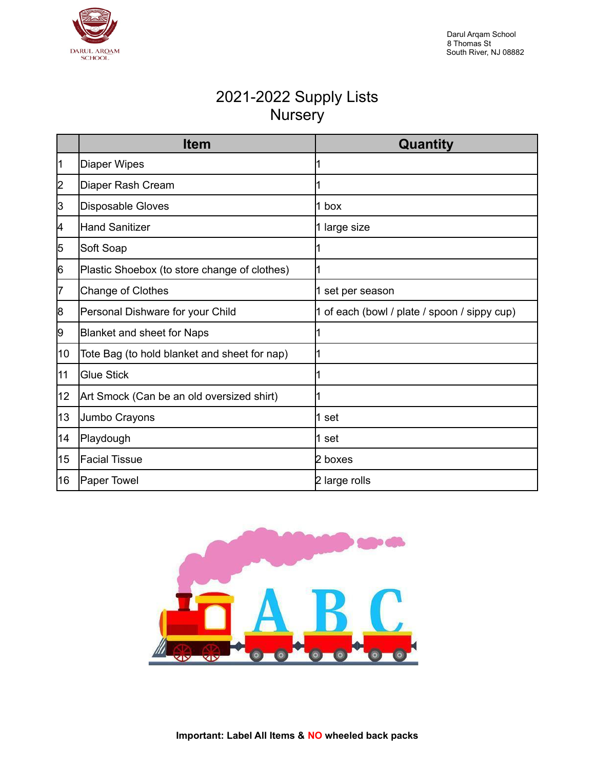DARUL ARQAM SCHOOL

Darul Arqam School
8 Thomas St
South River, NJ 08882

# 2021-2022 Supply Lists
## Nursery

| | Item | Quantity |
|---|---|---|
| 1 | Diaper Wipes | 1 |
| 2 | Diaper Rash Cream | 1 |
| 3 | Disposable Gloves | 1 box |
| 4 | Hand Sanitizer | 1 large size |
| 5 | Soft Soap | 1 |
| 6 | Plastic Shoebox (to store change of clothes) | 1 |
| 7 | Change of Clothes | 1 set per season |
| 8 | Personal Dishware for your Child | 1 of each (bowl / plate / spoon / sippy cup) |
| 9 | Blanket and sheet for Naps | 1 |
| 10 | Tote Bag (to hold blanket and sheet for nap) | 1 |
| 11 | Glue Stick | 1 |
| 12 | Art Smock (Can be an old oversized shirt) | 1 |
| 13 | Jumbo Crayons | 1 set |
| 14 | Playdough | 1 set |
| 15 | Facial Tissue | 2 boxes |
| 16 | Paper Towel | 2 large rolls |

**Important: Label All Items & NO wheeled back packs**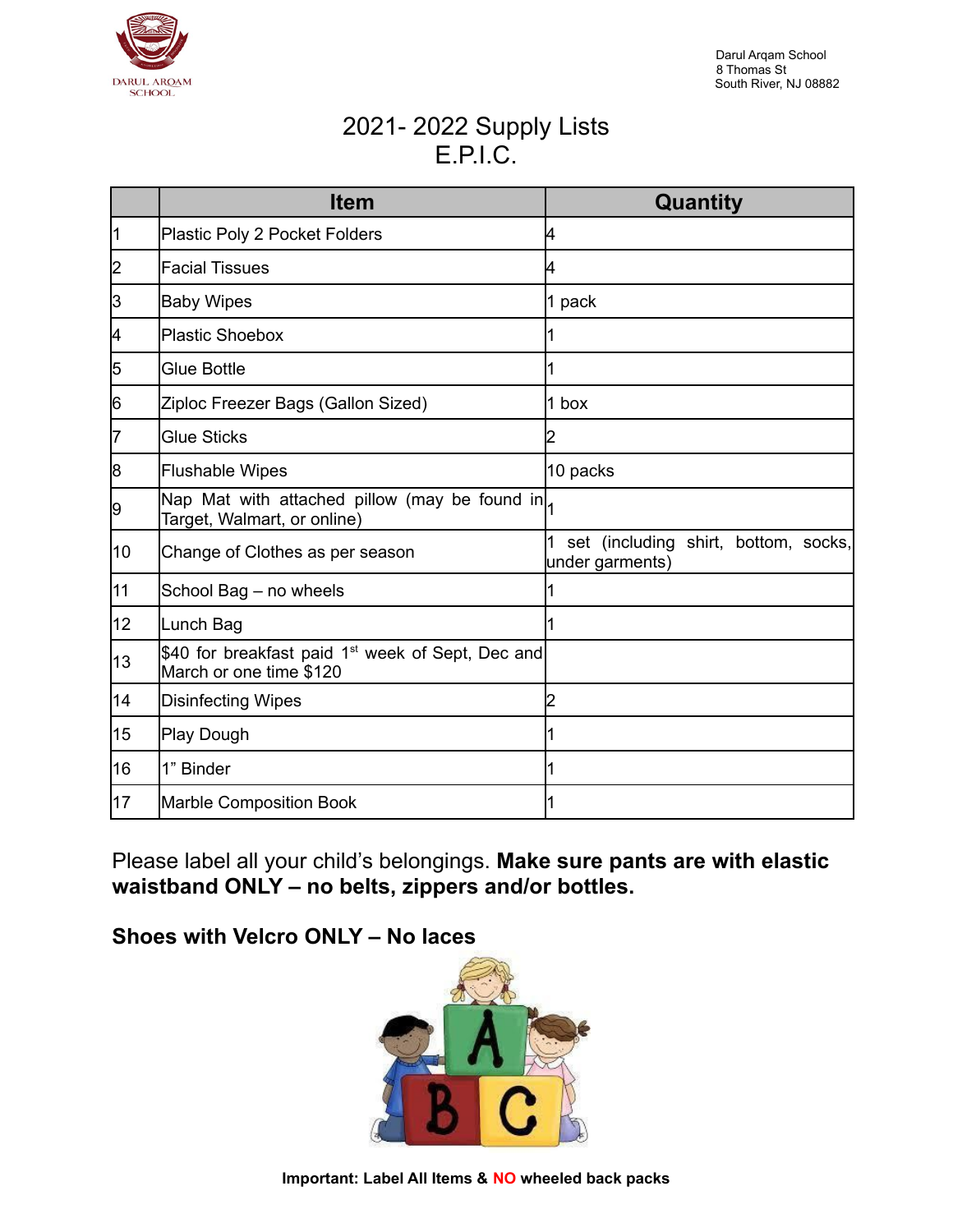DARUL ARQAM SCHOOL

Darul Arqam School
8 Thomas St
South River, NJ 08882

# 2021- 2022 Supply Lists
# E.P.I.C.

| | Item | Quantity |
|---|---|---|
| 1 | Plastic Poly 2 Pocket Folders | 4 |
| 2 | Facial Tissues | 4 |
| 3 | Baby Wipes | 1 pack |
| 4 | Plastic Shoebox | 1 |
| 5 | Glue Bottle | 1 |
| 6 | Ziploc Freezer Bags (Gallon Sized) | 1 box |
| 7 | Glue Sticks | 2 |
| 8 | Flushable Wipes | 10 packs |
| 9 | Nap Mat with attached pillow (may be found in Target, Walmart, or online) | 1 |
| 10 | Change of Clothes as per season | 1 set (including shirt, bottom, socks, under garments) |
| 11 | School Bag – no wheels | 1 |
| 12 | Lunch Bag | 1 |
| 13 | $40 for breakfast paid 1st week of Sept, Dec and March or one time $120 | |
| 14 | Disinfecting Wipes | 2 |
| 15 | Play Dough | 1 |
| 16 | 1" Binder | 1 |
| 17 | Marble Composition Book | 1 |

Please label all your child's belongings. **Make sure pants are with elastic waistband ONLY – no belts, zippers and/or bottles.**

**Shoes with Velcro ONLY – No laces**

**Important: Label All Items & NO wheeled back packs**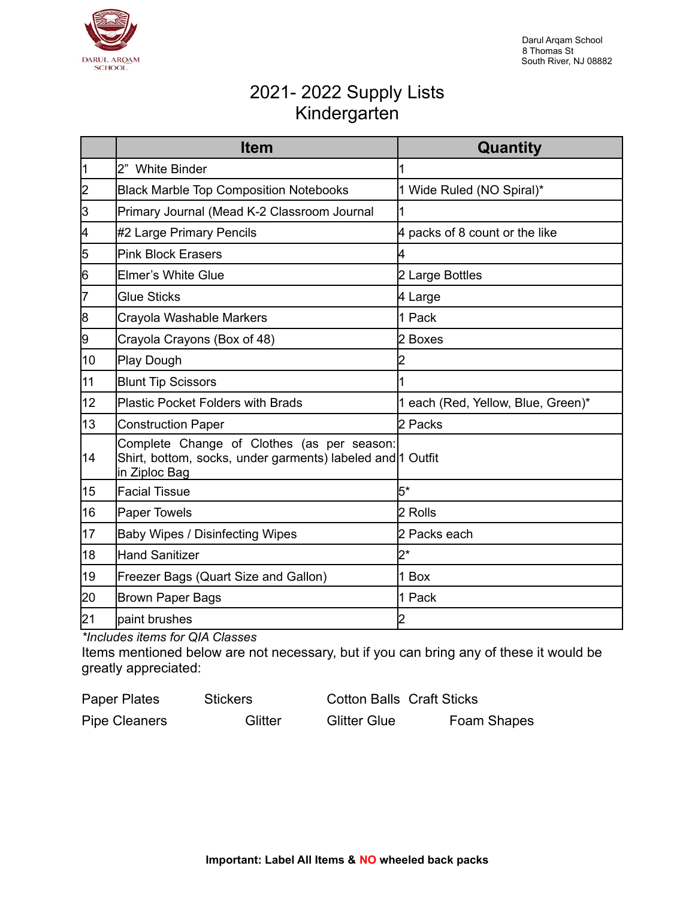Darul Arqam School
8 Thomas St
South River, NJ 08882

# 2021- 2022 Supply Lists
## Kindergarten

| | Item | Quantity |
|---|---|---|
| 1 | 2" White Binder | 1 |
| 2 | Black Marble Top Composition Notebooks | 1 Wide Ruled (NO Spiral)* |
| 3 | Primary Journal (Mead K-2 Classroom Journal | 1 |
| 4 | #2 Large Primary Pencils | 4 packs of 8 count or the like |
| 5 | Pink Block Erasers | 4 |
| 6 | Elmer's White Glue | 2 Large Bottles |
| 7 | Glue Sticks | 4 Large |
| 8 | Crayola Washable Markers | 1 Pack |
| 9 | Crayola Crayons (Box of 48) | 2 Boxes |
| 10 | Play Dough | 2 |
| 11 | Blunt Tip Scissors | 1 |
| 12 | Plastic Pocket Folders with Brads | 1 each (Red, Yellow, Blue, Green)* |
| 13 | Construction Paper | 2 Packs |
| 14 | Complete Change of Clothes (as per season: Shirt, bottom, socks, under garments) labeled and in Ziploc Bag | 1 Outfit |
| 15 | Facial Tissue | 5* |
| 16 | Paper Towels | 2 Rolls |
| 17 | Baby Wipes / Disinfecting Wipes | 2 Packs each |
| 18 | Hand Sanitizer | 2* |
| 19 | Freezer Bags (Quart Size and Gallon) | 1 Box |
| 20 | Brown Paper Bags | 1 Pack |
| 21 | paint brushes | 2 |

*\*Includes items for QIA Classes*

Items mentioned below are not necessary, but if you can bring any of these it would be greatly appreciated:

Paper Plates, Stickers, Cotton Balls, Craft Sticks, Pipe Cleaners, Glitter, Glitter Glue, Foam Shapes

**Important: Label All Items & NO wheeled back packs**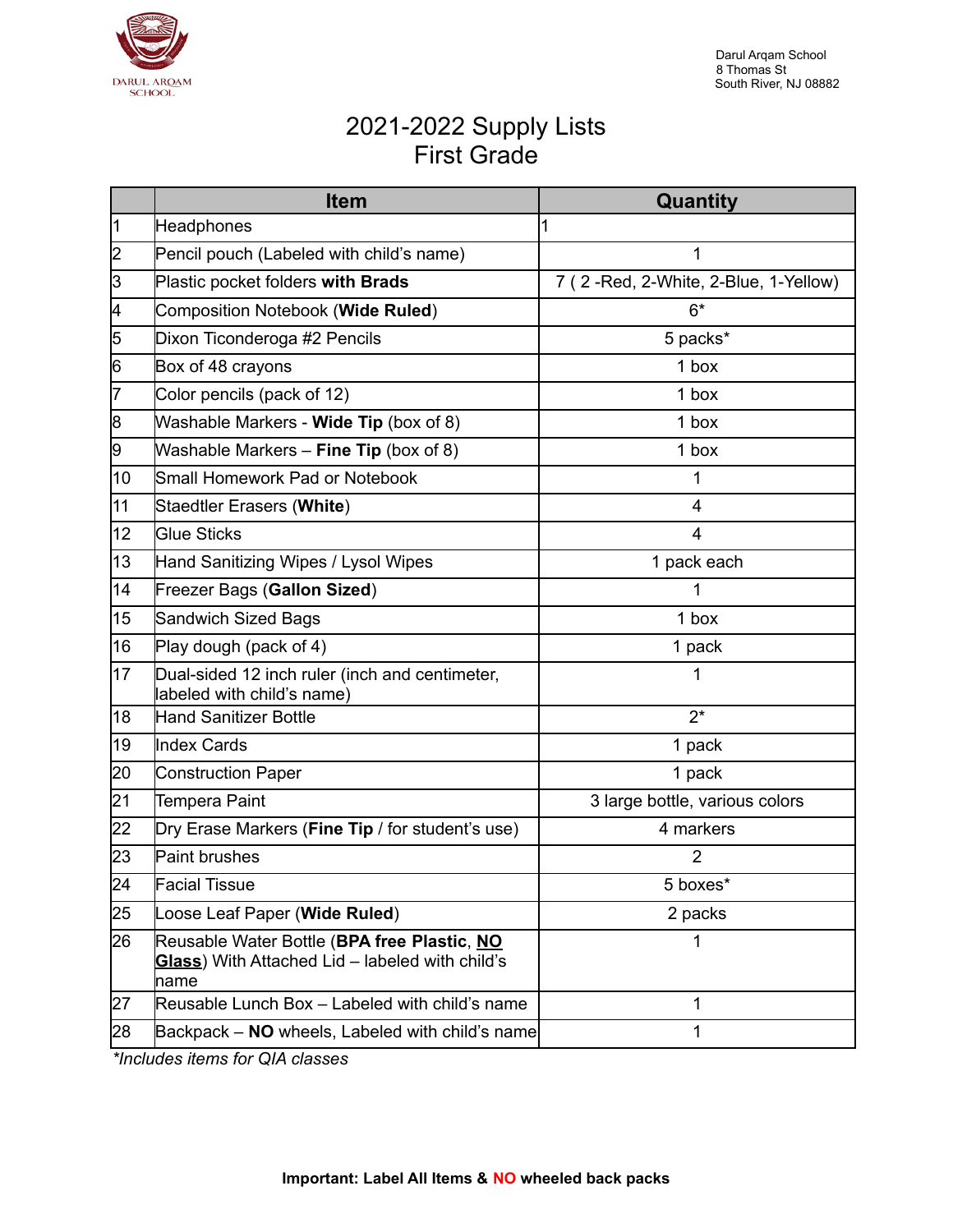DARUL ARQAM SCHOOL

Darul Arqam School
8 Thomas St
South River, NJ 08882

# 2021-2022 Supply Lists
# First Grade

| | Item | Quantity |
|---|---|---|
| 1 | Headphones | 1 |
| 2 | Pencil pouch (Labeled with child's name) | 1 |
| 3 | Plastic pocket folders **with Brads** | 7 ( 2 -Red, 2-White, 2-Blue, 1-Yellow) |
| 4 | Composition Notebook (**Wide Ruled**) | 6* |
| 5 | Dixon Ticonderoga #2 Pencils | 5 packs* |
| 6 | Box of 48 crayons | 1 box |
| 7 | Color pencils (pack of 12) | 1 box |
| 8 | Washable Markers - **Wide Tip** (box of 8) | 1 box |
| 9 | Washable Markers – **Fine Tip** (box of 8) | 1 box |
| 10 | Small Homework Pad or Notebook | 1 |
| 11 | Staedtler Erasers (**White**) | 4 |
| 12 | Glue Sticks | 4 |
| 13 | Hand Sanitizing Wipes / Lysol Wipes | 1 pack each |
| 14 | Freezer Bags (**Gallon Sized**) | 1 |
| 15 | Sandwich Sized Bags | 1 box |
| 16 | Play dough (pack of 4) | 1 pack |
| 17 | Dual-sided 12 inch ruler (inch and centimeter, labeled with child's name) | 1 |
| 18 | Hand Sanitizer Bottle | 2* |
| 19 | Index Cards | 1 pack |
| 20 | Construction Paper | 1 pack |
| 21 | Tempera Paint | 3 large bottle, various colors |
| 22 | Dry Erase Markers (**Fine Tip** / for student's use) | 4 markers |
| 23 | Paint brushes | 2 |
| 24 | Facial Tissue | 5 boxes* |
| 25 | Loose Leaf Paper (**Wide Ruled**) | 2 packs |
| 26 | Reusable Water Bottle (**BPA free Plastic**, **NO Glass**) With Attached Lid – labeled with child's name | 1 |
| 27 | Reusable Lunch Box – Labeled with child's name | 1 |
| 28 | Backpack – **NO** wheels, Labeled with child's name | 1 |

*\*Includes items for QIA classes*

**Important: Label All Items & NO wheeled back packs**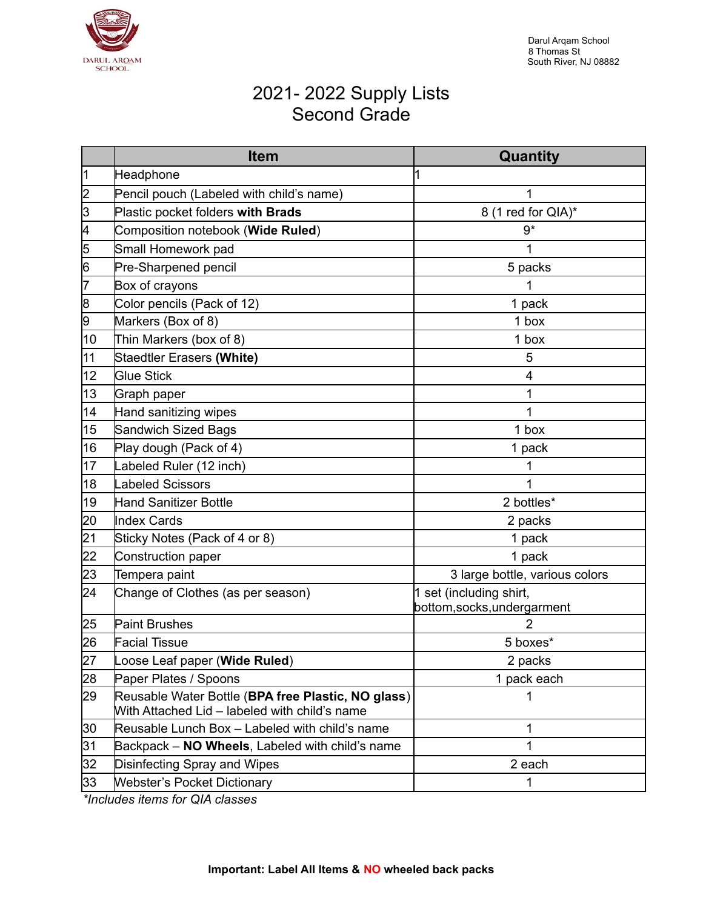DARUL ARQAM SCHOOL

Darul Arqam School
8 Thomas St
South River, NJ 08882

# 2021- 2022 Supply Lists
## Second Grade

| | Item | Quantity |
|---|---|---|
| 1 | Headphone | 1 |
| 2 | Pencil pouch (Labeled with child's name) | 1 |
| 3 | Plastic pocket folders **with Brads** | 8 (1 red for QIA)* |
| 4 | Composition notebook (**Wide Ruled**) | 9* |
| 5 | Small Homework pad | 1 |
| 6 | Pre-Sharpened pencil | 5 packs |
| 7 | Box of crayons | 1 |
| 8 | Color pencils (Pack of 12) | 1 pack |
| 9 | Markers (Box of 8) | 1 box |
| 10 | Thin Markers (box of 8) | 1 box |
| 11 | Staedtler Erasers **(White)** | 5 |
| 12 | Glue Stick | 4 |
| 13 | Graph paper | 1 |
| 14 | Hand sanitizing wipes | 1 |
| 15 | Sandwich Sized Bags | 1 box |
| 16 | Play dough (Pack of 4) | 1 pack |
| 17 | Labeled Ruler (12 inch) | 1 |
| 18 | Labeled Scissors | 1 |
| 19 | Hand Sanitizer Bottle | 2 bottles* |
| 20 | Index Cards | 2 packs |
| 21 | Sticky Notes (Pack of 4 or 8) | 1 pack |
| 22 | Construction paper | 1 pack |
| 23 | Tempera paint | 3 large bottle, various colors |
| 24 | Change of Clothes (as per season) | 1 set (including shirt, bottom,socks,undergarment |
| 25 | Paint Brushes | 2 |
| 26 | Facial Tissue | 5 boxes* |
| 27 | Loose Leaf paper (**Wide Ruled**) | 2 packs |
| 28 | Paper Plates / Spoons | 1 pack each |
| 29 | Reusable Water Bottle (**BPA free Plastic, NO glass**) With Attached Lid – labeled with child's name | 1 |
| 30 | Reusable Lunch Box – Labeled with child's name | 1 |
| 31 | Backpack – **NO Wheels**, Labeled with child's name | 1 |
| 32 | Disinfecting Spray and Wipes | 2 each |
| 33 | Webster's Pocket Dictionary | 1 |

*\*Includes items for QIA classes*

**Important: Label All Items & NO wheeled back packs**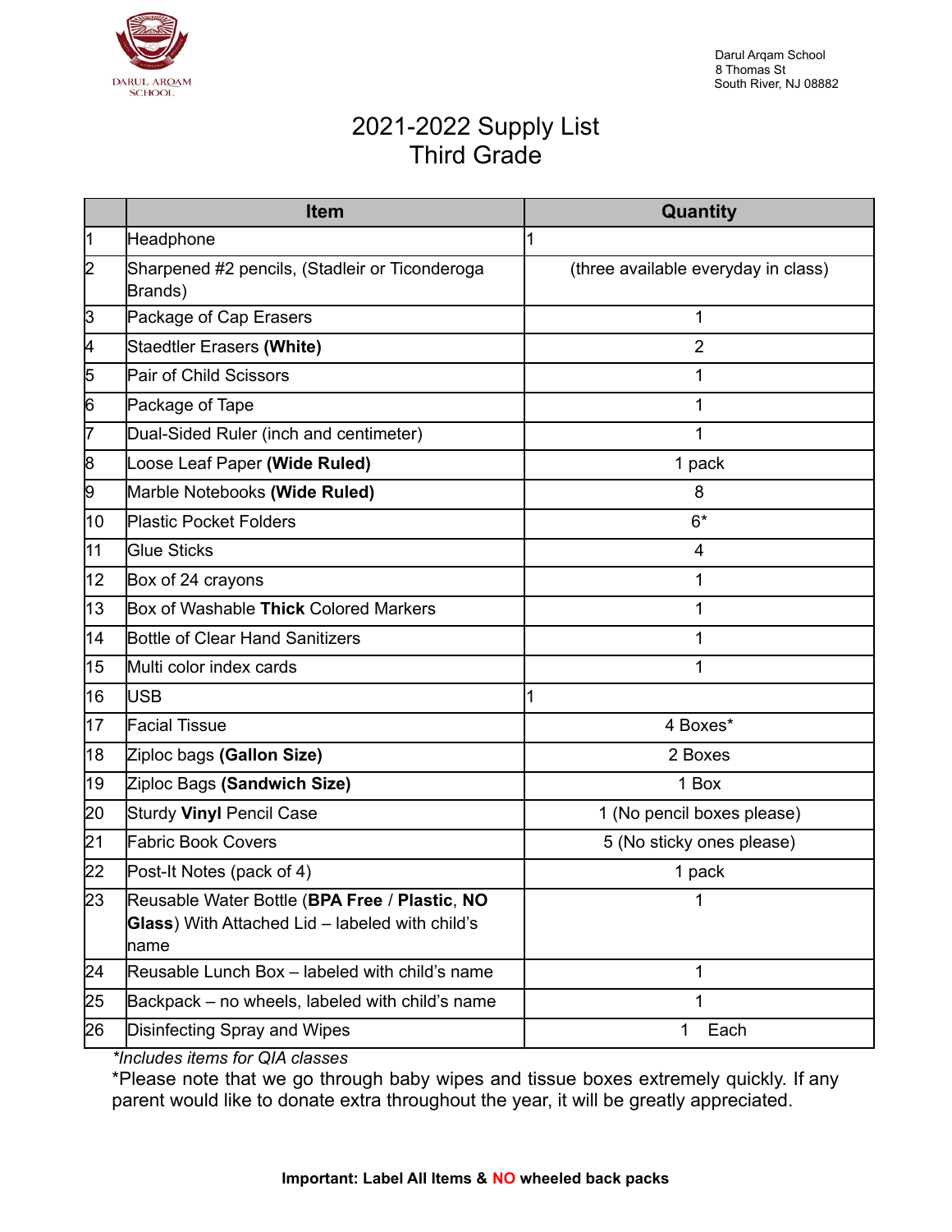DARUL ARQAM SCHOOL

Darul Arqam School
8 Thomas St
South River, NJ 08882

# 2021-2022 Supply List
## Third Grade

| | Item | Quantity |
|---|---|---|
| 1 | Headphone | 1 |
| 2 | Sharpened #2 pencils, (Stadleir or Ticonderoga Brands) | (three available everyday in class) |
| 3 | Package of Cap Erasers | 1 |
| 4 | Staedtler Erasers **(White)** | 2 |
| 5 | Pair of Child Scissors | 1 |
| 6 | Package of Tape | 1 |
| 7 | Dual-Sided Ruler (inch and centimeter) | 1 |
| 8 | Loose Leaf Paper **(Wide Ruled)** | 1 pack |
| 9 | Marble Notebooks **(Wide Ruled)** | 8 |
| 10 | Plastic Pocket Folders | 6* |
| 11 | Glue Sticks | 4 |
| 12 | Box of 24 crayons | 1 |
| 13 | Box of Washable **Thick** Colored Markers | 1 |
| 14 | Bottle of Clear Hand Sanitizers | 1 |
| 15 | Multi color index cards | 1 |
| 16 | USB | 1 |
| 17 | Facial Tissue | 4 Boxes* |
| 18 | Ziploc bags **(Gallon Size)** | 2 Boxes |
| 19 | Ziploc Bags **(Sandwich Size)** | 1 Box |
| 20 | Sturdy **Vinyl** Pencil Case | 1 (No pencil boxes please) |
| 21 | Fabric Book Covers | 5 (No sticky ones please) |
| 22 | Post-It Notes (pack of 4) | 1 pack |
| 23 | Reusable Water Bottle (**BPA Free** / **Plastic**, **NO Glass**) With Attached Lid – labeled with child's name | 1 |
| 24 | Reusable Lunch Box – labeled with child's name | 1 |
| 25 | Backpack – no wheels, labeled with child's name | 1 |
| 26 | Disinfecting Spray and Wipes | 1 Each |

*\*Includes items for QIA classes*

*Please note that we go through baby wipes and tissue boxes extremely quickly. If any parent would like to donate extra throughout the year, it will be greatly appreciated.

**Important: Label All Items & NO wheeled back packs**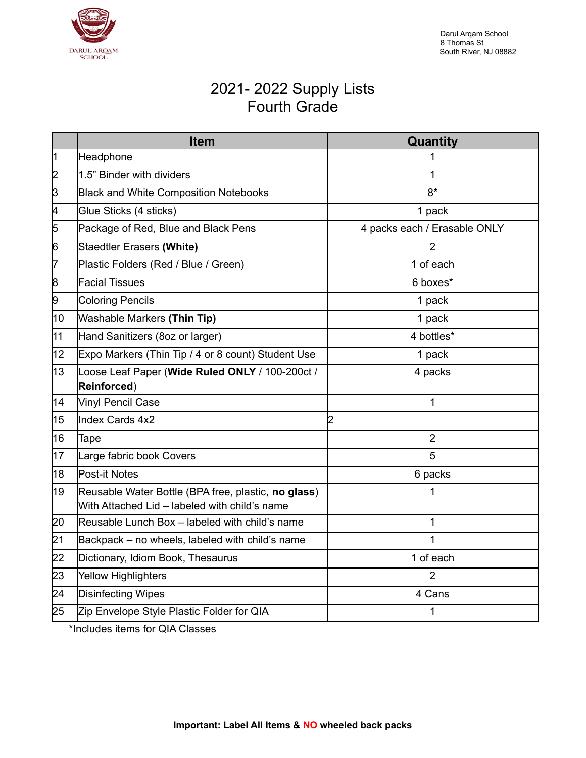Darul Arqam School
8 Thomas St
South River, NJ 08882

# 2021- 2022 Supply Lists
## Fourth Grade

| | Item | Quantity |
|---|---|---|
| 1 | Headphone | 1 |
| 2 | 1.5" Binder with dividers | 1 |
| 3 | Black and White Composition Notebooks | 8* |
| 4 | Glue Sticks (4 sticks) | 1 pack |
| 5 | Package of Red, Blue and Black Pens | 4 packs each / Erasable ONLY |
| 6 | Staedtler Erasers **(White)** | 2 |
| 7 | Plastic Folders (Red / Blue / Green) | 1 of each |
| 8 | Facial Tissues | 6 boxes* |
| 9 | Coloring Pencils | 1 pack |
| 10 | Washable Markers **(Thin Tip)** | 1 pack |
| 11 | Hand Sanitizers (8oz or larger) | 4 bottles* |
| 12 | Expo Markers (Thin Tip / 4 or 8 count) Student Use | 1 pack |
| 13 | Loose Leaf Paper (**Wide Ruled ONLY** / 100-200ct / **Reinforced**) | 4 packs |
| 14 | Vinyl Pencil Case | 1 |
| 15 | Index Cards 4x2 | 2 |
| 16 | Tape | 2 |
| 17 | Large fabric book Covers | 5 |
| 18 | Post-it Notes | 6 packs |
| 19 | Reusable Water Bottle (BPA free, plastic, **no glass**) With Attached Lid – labeled with child's name | 1 |
| 20 | Reusable Lunch Box – labeled with child's name | 1 |
| 21 | Backpack – no wheels, labeled with child's name | 1 |
| 22 | Dictionary, Idiom Book, Thesaurus | 1 of each |
| 23 | Yellow Highlighters | 2 |
| 24 | Disinfecting Wipes | 4 Cans |
| 25 | Zip Envelope Style Plastic Folder for QIA | 1 |

*Includes items for QIA Classes

**Important: Label All Items & NO wheeled back packs**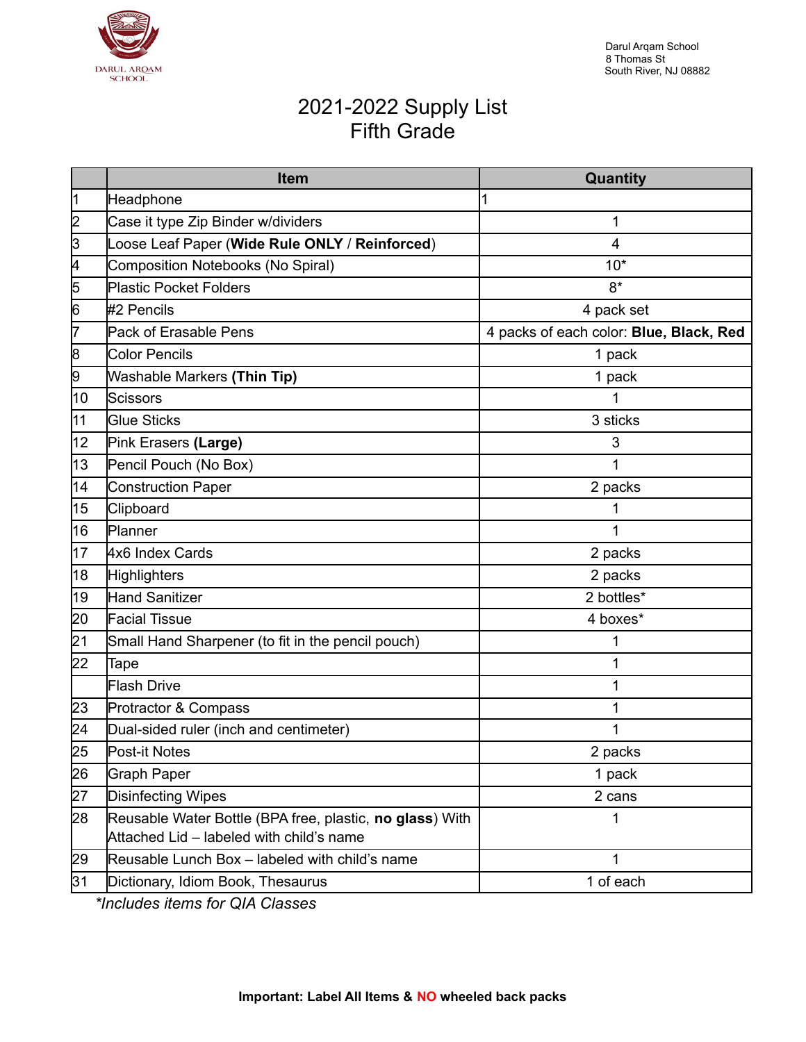DARUL ARQAM SCHOOL

Darul Arqam School
8 Thomas St
South River, NJ 08882

# 2021-2022 Supply List
## Fifth Grade

| | Item | Quantity |
|---|---|---|
| 1 | Headphone | 1 |
| 2 | Case it type Zip Binder w/dividers | 1 |
| 3 | Loose Leaf Paper (**Wide Rule ONLY** / **Reinforced**) | 4 |
| 4 | Composition Notebooks (No Spiral) | 10* |
| 5 | Plastic Pocket Folders | 8* |
| 6 | #2 Pencils | 4 pack set |
| 7 | Pack of Erasable Pens | 4 packs of each color: **Blue, Black, Red** |
| 8 | Color Pencils | 1 pack |
| 9 | Washable Markers **(Thin Tip)** | 1 pack |
| 10 | Scissors | 1 |
| 11 | Glue Sticks | 3 sticks |
| 12 | Pink Erasers **(Large)** | 3 |
| 13 | Pencil Pouch (No Box) | 1 |
| 14 | Construction Paper | 2 packs |
| 15 | Clipboard | 1 |
| 16 | Planner | 1 |
| 17 | 4x6 Index Cards | 2 packs |
| 18 | Highlighters | 2 packs |
| 19 | Hand Sanitizer | 2 bottles* |
| 20 | Facial Tissue | 4 boxes* |
| 21 | Small Hand Sharpener (to fit in the pencil pouch) | 1 |
| 22 | Tape | 1 |
| | Flash Drive | 1 |
| 23 | Protractor & Compass | 1 |
| 24 | Dual-sided ruler (inch and centimeter) | 1 |
| 25 | Post-it Notes | 2 packs |
| 26 | Graph Paper | 1 pack |
| 27 | Disinfecting Wipes | 2 cans |
| 28 | Reusable Water Bottle (BPA free, plastic, **no glass**) With Attached Lid – labeled with child's name | 1 |
| 29 | Reusable Lunch Box – labeled with child's name | 1 |
| 31 | Dictionary, Idiom Book, Thesaurus | 1 of each |

*\*Includes items for QIA Classes*

**Important: Label All Items & NO wheeled back packs**